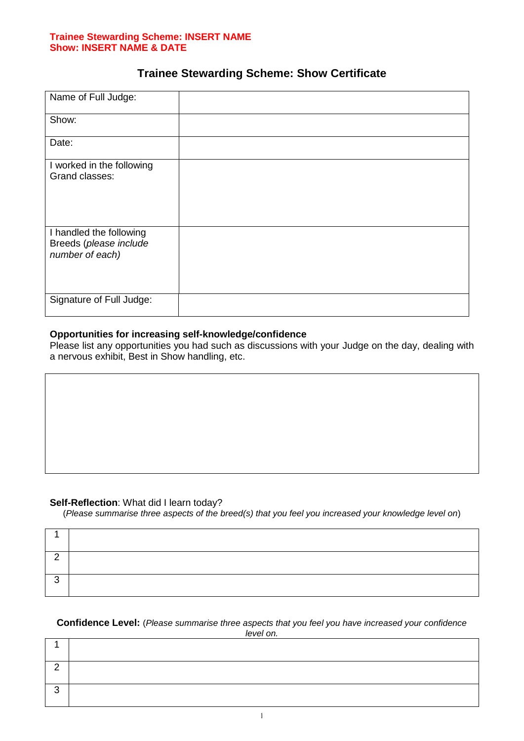**Trainee Stewarding Scheme: INSERT NAME**
**Show: INSERT NAME & DATE**

## Trainee Stewarding Scheme: Show Certificate

| | |
|---|---|
| Name of Full Judge: | |
| Show: | |
| Date: | |
| I worked in the following Grand classes: | |
| I handled the following Breeds (*please include number of each)* | |
| Signature of Full Judge: | |

**Opportunities for increasing self-knowledge/confidence**
Please list any opportunities you had such as discussions with your Judge on the day, dealing with a nervous exhibit, Best in Show handling, etc.

| |
|---|
| |

**Self-Reflection**: What did I learn today?
(*Please summarise three aspects of the breed(s) that you feel you increased your knowledge level on*)

| | |
|---|---|
| 1 | |
| 2 | |
| 3 | |

**Confidence Level:** (*Please summarise three aspects that you feel you have increased your confidence level on.*

| | |
|---|---|
| 1 | |
| 2 | |
| 3 | |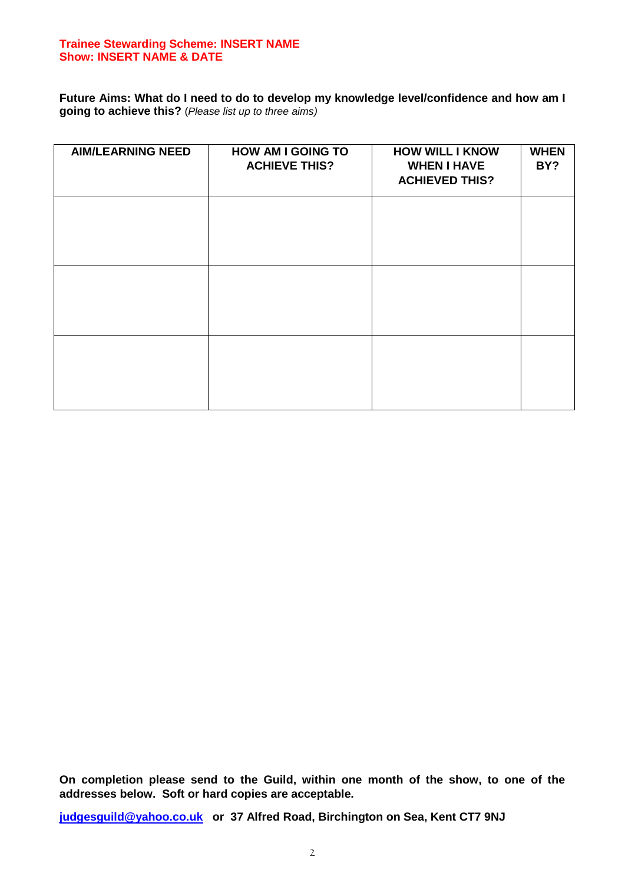**Trainee Stewarding Scheme: INSERT NAME**
**Show: INSERT NAME & DATE**

**Future Aims: What do I need to do to develop my knowledge level/confidence and how am I going to achieve this?** (*Please list up to three aims)*

| AIM/LEARNING NEED | HOW AM I GOING TO ACHIEVE THIS? | HOW WILL I KNOW WHEN I HAVE ACHIEVED THIS? | WHEN BY? |
|---|---|---|---|
| | | | |
| | | | |
| | | | |

**On completion please send to the Guild, within one month of the show, to one of the addresses below. Soft or hard copies are acceptable.**

**judgesguild@yahoo.co.uk or 37 Alfred Road, Birchington on Sea, Kent CT7 9NJ**